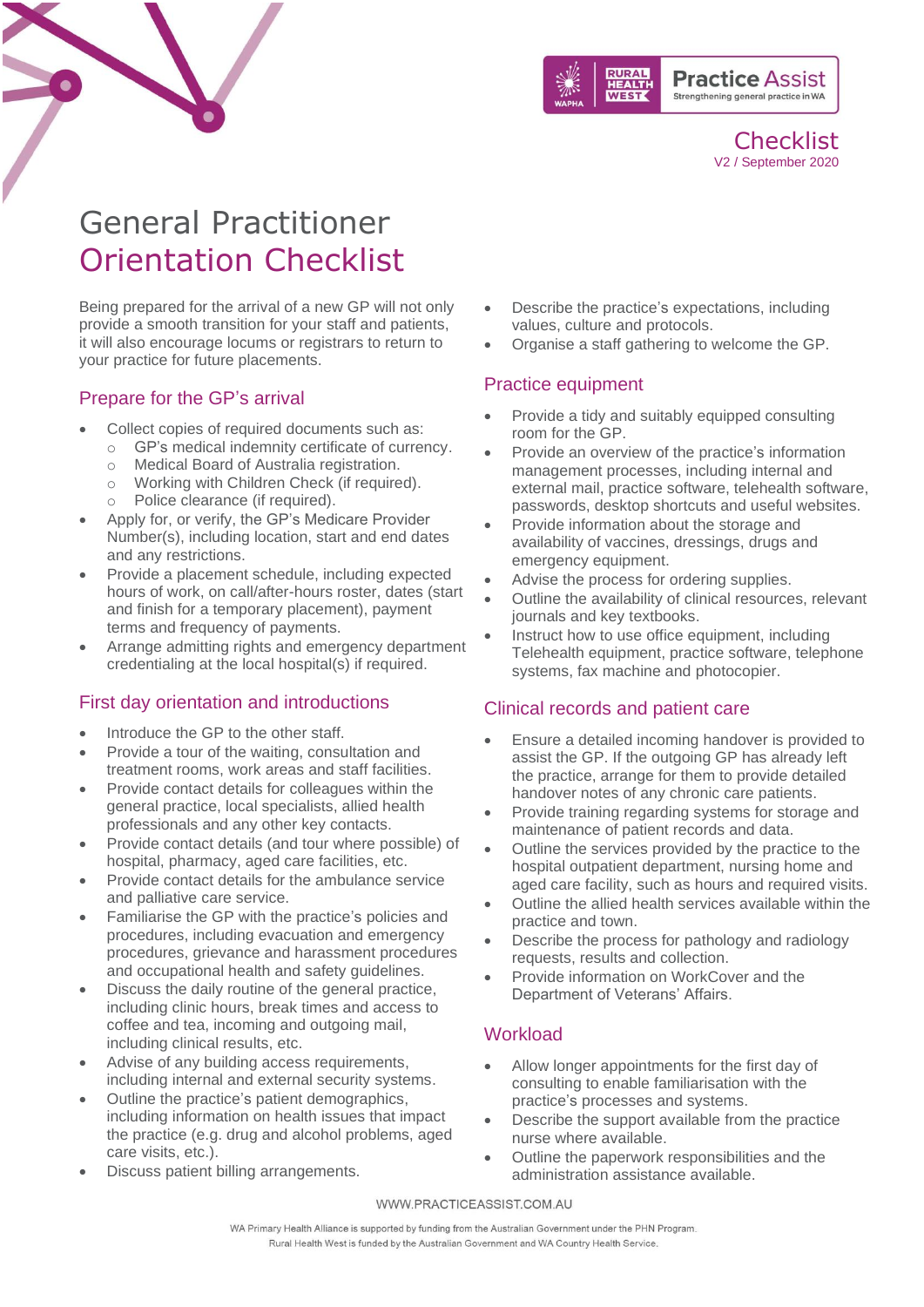Practice Assist
Strengthening general practice in WA

Checklist
V2 / September 2020

# General Practitioner Orientation Checklist

Being prepared for the arrival of a new GP will not only provide a smooth transition for your staff and patients, it will also encourage locums or registrars to return to your practice for future placements.

## Prepare for the GP's arrival

- Collect copies of required documents such as:
  - GP's medical indemnity certificate of currency.
  - Medical Board of Australia registration.
  - Working with Children Check (if required).
  - Police clearance (if required).
- Apply for, or verify, the GP's Medicare Provider Number(s), including location, start and end dates and any restrictions.
- Provide a placement schedule, including expected hours of work, on call/after-hours roster, dates (start and finish for a temporary placement), payment terms and frequency of payments.
- Arrange admitting rights and emergency department credentialing at the local hospital(s) if required.

## First day orientation and introductions

- Introduce the GP to the other staff.
- Provide a tour of the waiting, consultation and treatment rooms, work areas and staff facilities.
- Provide contact details for colleagues within the general practice, local specialists, allied health professionals and any other key contacts.
- Provide contact details (and tour where possible) of hospital, pharmacy, aged care facilities, etc.
- Provide contact details for the ambulance service and palliative care service.
- Familiarise the GP with the practice's policies and procedures, including evacuation and emergency procedures, grievance and harassment procedures and occupational health and safety guidelines.
- Discuss the daily routine of the general practice, including clinic hours, break times and access to coffee and tea, incoming and outgoing mail, including clinical results, etc.
- Advise of any building access requirements, including internal and external security systems.
- Outline the practice's patient demographics, including information on health issues that impact the practice (e.g. drug and alcohol problems, aged care visits, etc.).
- Discuss patient billing arrangements.
- Describe the practice's expectations, including values, culture and protocols.
- Organise a staff gathering to welcome the GP.

## Practice equipment

- Provide a tidy and suitably equipped consulting room for the GP.
- Provide an overview of the practice's information management processes, including internal and external mail, practice software, telehealth software, passwords, desktop shortcuts and useful websites.
- Provide information about the storage and availability of vaccines, dressings, drugs and emergency equipment.
- Advise the process for ordering supplies.
- Outline the availability of clinical resources, relevant journals and key textbooks.
- Instruct how to use office equipment, including Telehealth equipment, practice software, telephone systems, fax machine and photocopier.

## Clinical records and patient care

- Ensure a detailed incoming handover is provided to assist the GP. If the outgoing GP has already left the practice, arrange for them to provide detailed handover notes of any chronic care patients.
- Provide training regarding systems for storage and maintenance of patient records and data.
- Outline the services provided by the practice to the hospital outpatient department, nursing home and aged care facility, such as hours and required visits.
- Outline the allied health services available within the practice and town.
- Describe the process for pathology and radiology requests, results and collection.
- Provide information on WorkCover and the Department of Veterans' Affairs.

## Workload

- Allow longer appointments for the first day of consulting to enable familiarisation with the practice's processes and systems.
- Describe the support available from the practice nurse where available.
- Outline the paperwork responsibilities and the administration assistance available.

WWW.PRACTICEASSIST.COM.AU

WA Primary Health Alliance is supported by funding from the Australian Government under the PHN Program.
Rural Health West is funded by the Australian Government and WA Country Health Service.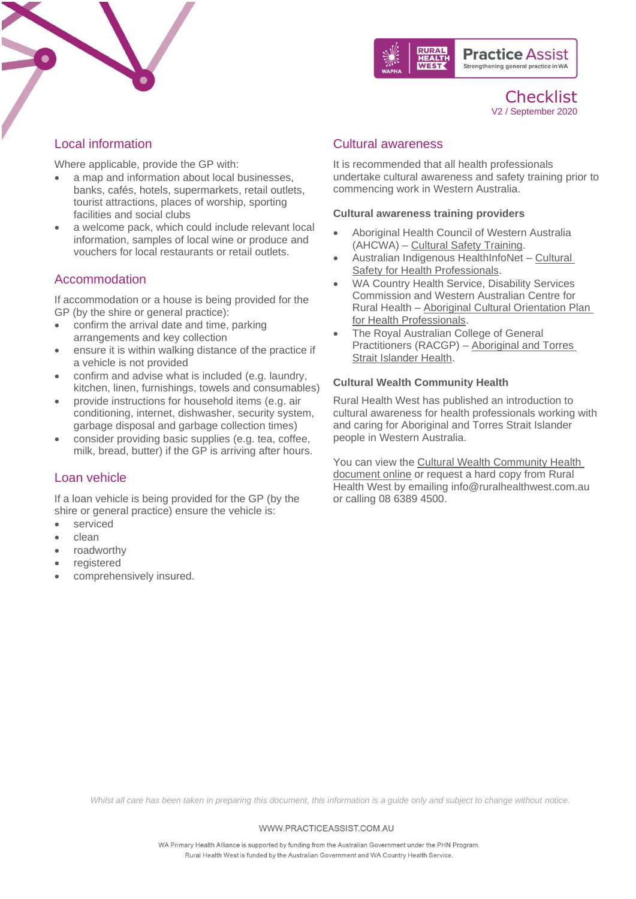# Checklist

V2 / September 2020

## Local information

Where applicable, provide the GP with:

- a map and information about local businesses, banks, cafés, hotels, supermarkets, retail outlets, tourist attractions, places of worship, sporting facilities and social clubs
- a welcome pack, which could include relevant local information, samples of local wine or produce and vouchers for local restaurants or retail outlets.

## Accommodation

If accommodation or a house is being provided for the GP (by the shire or general practice):

- confirm the arrival date and time, parking arrangements and key collection
- ensure it is within walking distance of the practice if a vehicle is not provided
- confirm and advise what is included (e.g. laundry, kitchen, linen, furnishings, towels and consumables)
- provide instructions for household items (e.g. air conditioning, internet, dishwasher, security system, garbage disposal and garbage collection times)
- consider providing basic supplies (e.g. tea, coffee, milk, bread, butter) if the GP is arriving after hours.

## Loan vehicle

If a loan vehicle is being provided for the GP (by the shire or general practice) ensure the vehicle is:

- serviced
- clean
- roadworthy
- registered
- comprehensively insured.

## Cultural awareness

It is recommended that all health professionals undertake cultural awareness and safety training prior to commencing work in Western Australia.

### Cultural awareness training providers

- Aboriginal Health Council of Western Australia (AHCWA) – Cultural Safety Training.
- Australian Indigenous HealthInfoNet – Cultural Safety for Health Professionals.
- WA Country Health Service, Disability Services Commission and Western Australian Centre for Rural Health – Aboriginal Cultural Orientation Plan for Health Professionals.
- The Royal Australian College of General Practitioners (RACGP) – Aboriginal and Torres Strait Islander Health.

### Cultural Wealth Community Health

Rural Health West has published an introduction to cultural awareness for health professionals working with and caring for Aboriginal and Torres Strait Islander people in Western Australia.

You can view the Cultural Wealth Community Health document online or request a hard copy from Rural Health West by emailing info@ruralhealthwest.com.au or calling 08 6389 4500.

*Whilst all care has been taken in preparing this document, this information is a guide only and subject to change without notice.*

WWW.PRACTICEASSIST.COM.AU

WA Primary Health Alliance is supported by funding from the Australian Government under the PHN Program.
Rural Health West is funded by the Australian Government and WA Country Health Service.